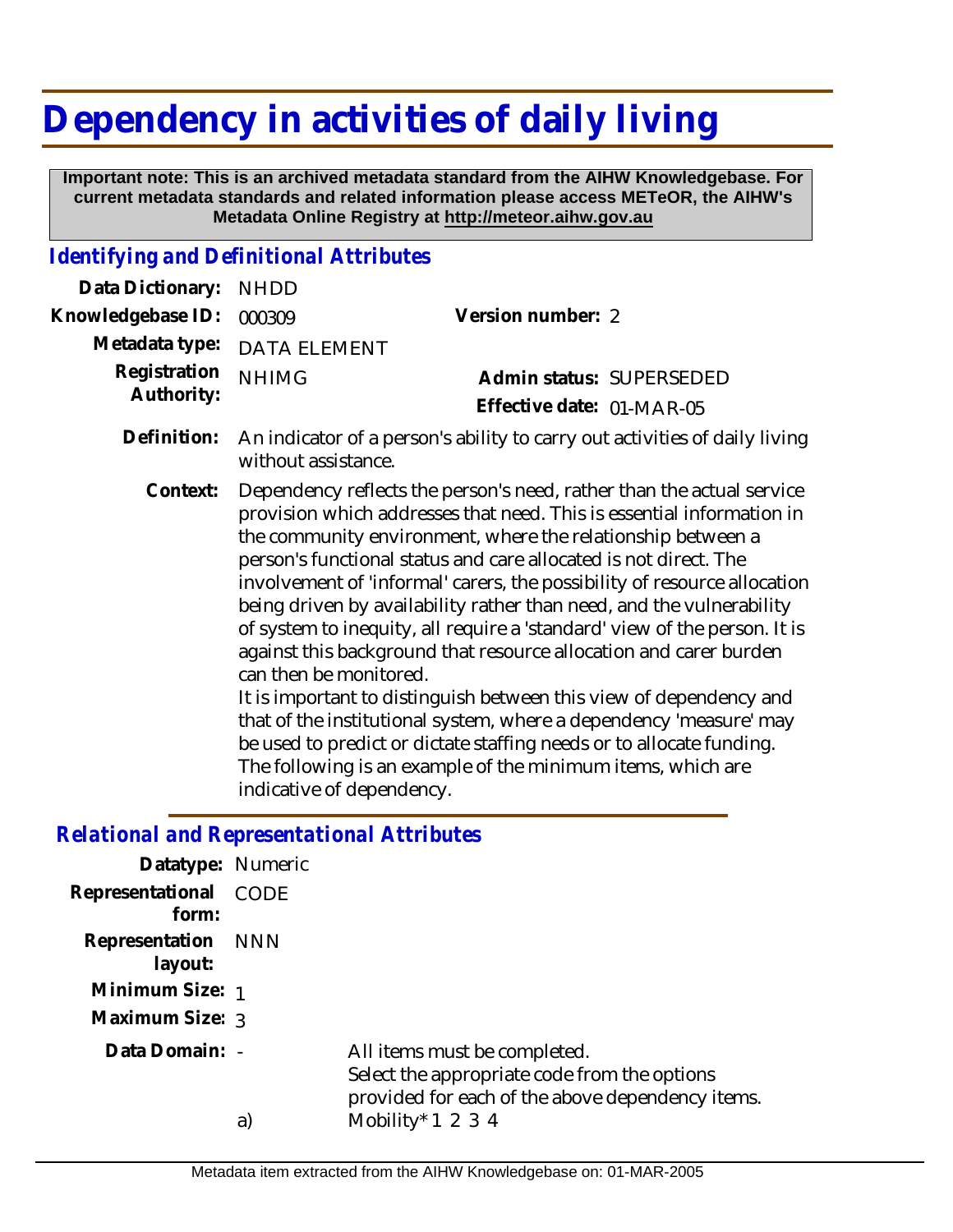# Dependency in activities of daily living

**Important note: This is an archived metadata standard from the AIHW Knowledgebase. For current metadata standards and related information please access METeOR, the AIHW's Metadata Online Registry at http://meteor.aihw.gov.au**

## *Identifying and Definitional Attributes*

**Data Dictionary:** NHDD

**Knowledgebase ID:** 000309

**Version number:** 2

**Metadata type:** DATA ELEMENT

**Registration Authority:** NHIMG

**Admin status:** SUPERSEDED

**Effective date:** 01-MAR-05

**Definition:** An indicator of a person's ability to carry out activities of daily living without assistance.

**Context:** Dependency reflects the person's need, rather than the actual service provision which addresses that need. This is essential information in the community environment, where the relationship between a person's functional status and care allocated is not direct. The involvement of 'informal' carers, the possibility of resource allocation being driven by availability rather than need, and the vulnerability of system to inequity, all require a 'standard' view of the person. It is against this background that resource allocation and carer burden can then be monitored.
It is important to distinguish between this view of dependency and that of the institutional system, where a dependency 'measure' may be used to predict or dictate staffing needs or to allocate funding. The following is an example of the minimum items, which are indicative of dependency.

## *Relational and Representational Attributes*

**Datatype:** Numeric

**Representational form:** CODE

**Representation layout:** NNN

**Minimum Size:** 1

**Maximum Size:** 3

**Data Domain:** -

All items must be completed.
Select the appropriate code from the options provided for each of the above dependency items.

a) Mobility* 1 2 3 4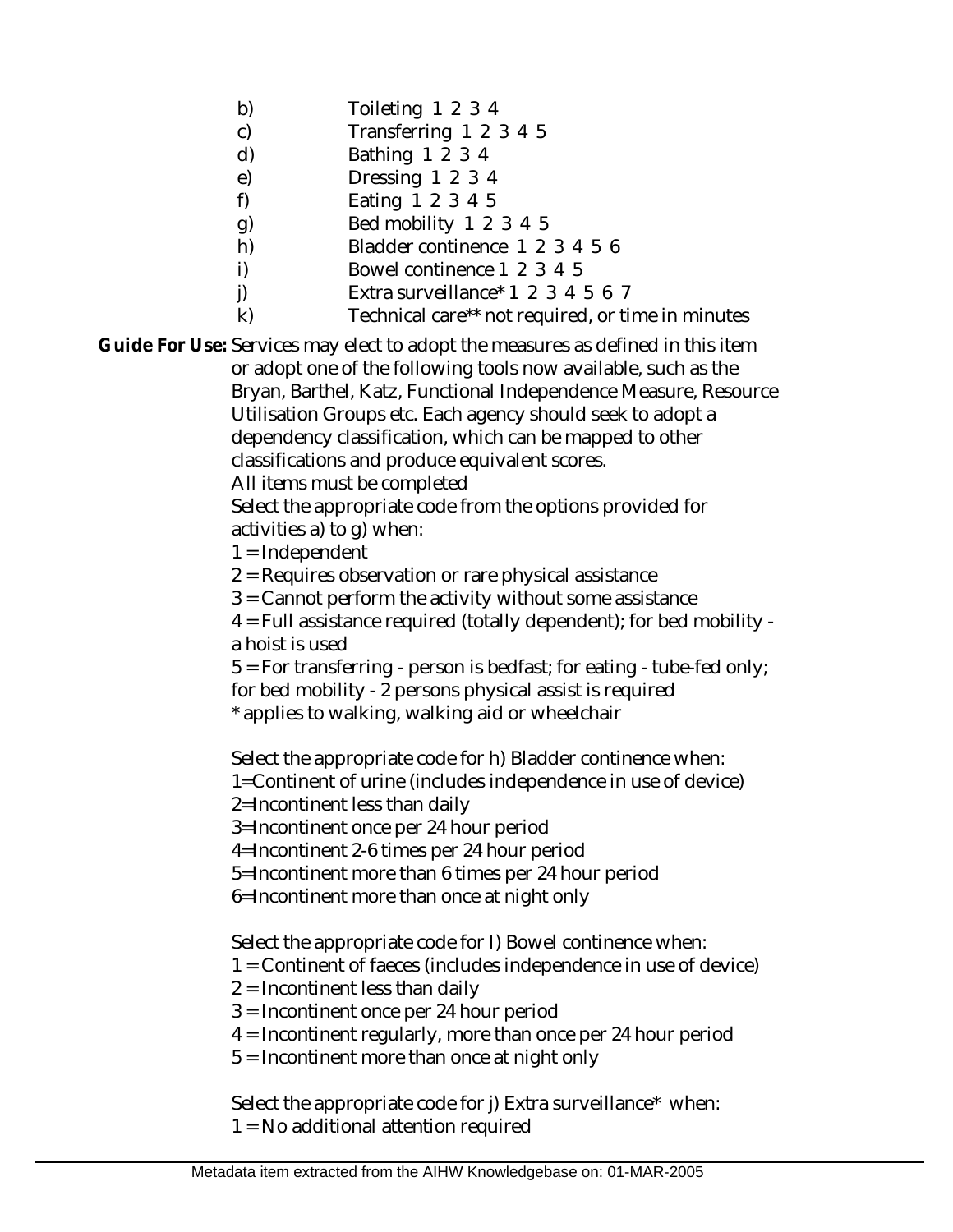b) Toileting 1 2 3 4
c) Transferring 1 2 3 4 5
d) Bathing 1 2 3 4
e) Dressing 1 2 3 4
f) Eating 1 2 3 4 5
g) Bed mobility 1 2 3 4 5
h) Bladder continence 1 2 3 4 5 6
i) Bowel continence 1 2 3 4 5
j) Extra surveillance* 1 2 3 4 5 6 7
k) Technical care** not required, or time in minutes

**Guide For Use:** Services may elect to adopt the measures as defined in this item or adopt one of the following tools now available, such as the Bryan, Barthel, Katz, Functional Independence Measure, Resource Utilisation Groups etc. Each agency should seek to adopt a dependency classification, which can be mapped to other classifications and produce equivalent scores.

All items must be completed

Select the appropriate code from the options provided for activities a) to g) when:

1 = Independent

2 = Requires observation or rare physical assistance

3 = Cannot perform the activity without some assistance

4 = Full assistance required (totally dependent); for bed mobility - a hoist is used

5 = For transferring - person is bedfast; for eating - tube-fed only; for bed mobility - 2 persons physical assist is required

* applies to walking, walking aid or wheelchair

Select the appropriate code for h) Bladder continence when:

1=Continent of urine (includes independence in use of device)

2=Incontinent less than daily

3=Incontinent once per 24 hour period

4=Incontinent 2-6 times per 24 hour period

5=Incontinent more than 6 times per 24 hour period

6=Incontinent more than once at night only

Select the appropriate code for I) Bowel continence when:

1 = Continent of faeces (includes independence in use of device)

2 = Incontinent less than daily

3 = Incontinent once per 24 hour period

4 = Incontinent regularly, more than once per 24 hour period

5 = Incontinent more than once at night only

Select the appropriate code for j) Extra surveillance* when:

1 = No additional attention required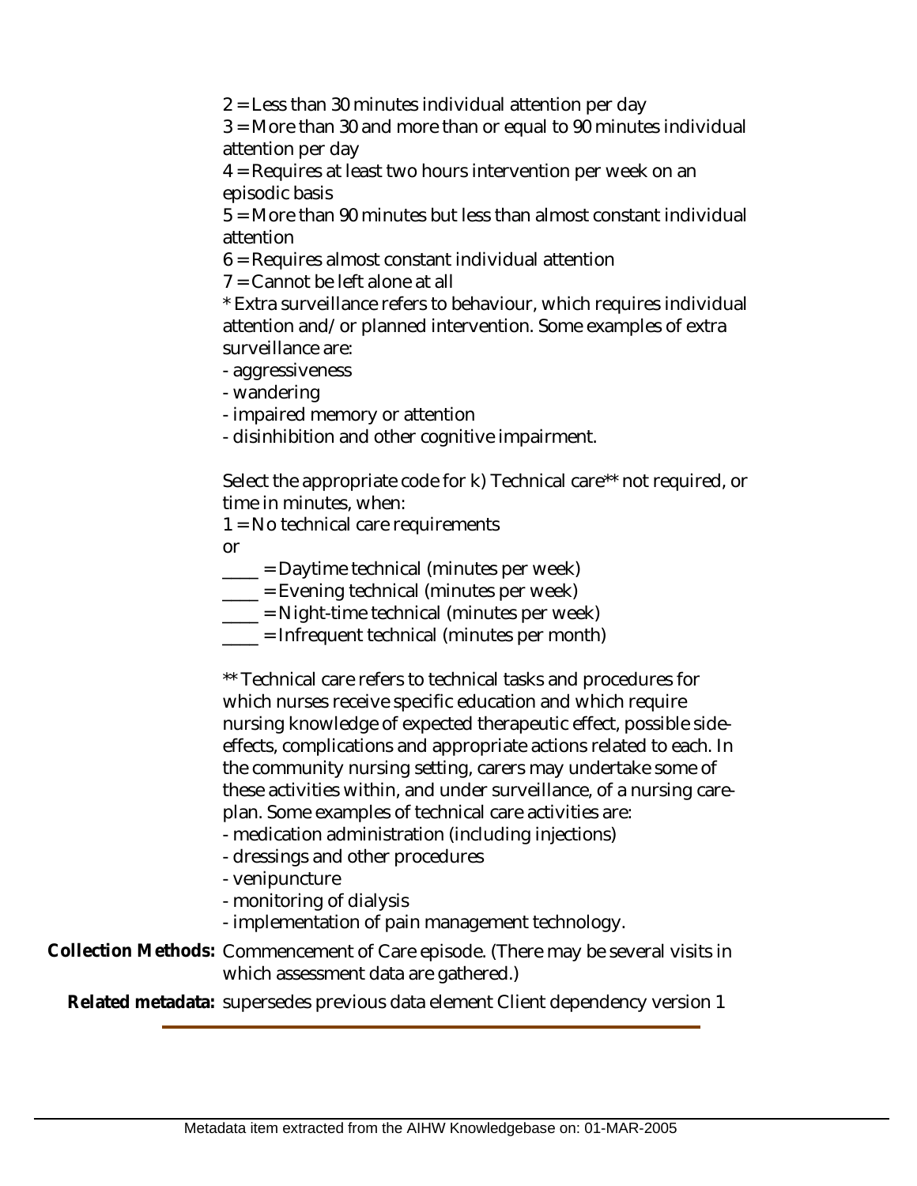2 = Less than 30 minutes individual attention per day

3 = More than 30 and more than or equal to 90 minutes individual attention per day

4 = Requires at least two hours intervention per week on an episodic basis

5 = More than 90 minutes but less than almost constant individual attention

6 = Requires almost constant individual attention

7 = Cannot be left alone at all

* Extra surveillance refers to behaviour, which requires individual attention and/or planned intervention. Some examples of extra surveillance are:

- aggressiveness
- wandering
- impaired memory or attention
- disinhibition and other cognitive impairment.

Select the appropriate code for k) Technical care** not required, or time in minutes, when:

1 = No technical care requirements

or

____ = Daytime technical (minutes per week)

____ = Evening technical (minutes per week)

____ = Night-time technical (minutes per week)

____ = Infrequent technical (minutes per month)

** Technical care refers to technical tasks and procedures for which nurses receive specific education and which require nursing knowledge of expected therapeutic effect, possible side-effects, complications and appropriate actions related to each. In the community nursing setting, carers may undertake some of these activities within, and under surveillance, of a nursing care-plan. Some examples of technical care activities are:

- medication administration (including injections)
- dressings and other procedures
- venipuncture
- monitoring of dialysis
- implementation of pain management technology.

**Collection Methods:** Commencement of Care episode. (There may be several visits in which assessment data are gathered.)

**Related metadata:** supersedes previous data element Client dependency version 1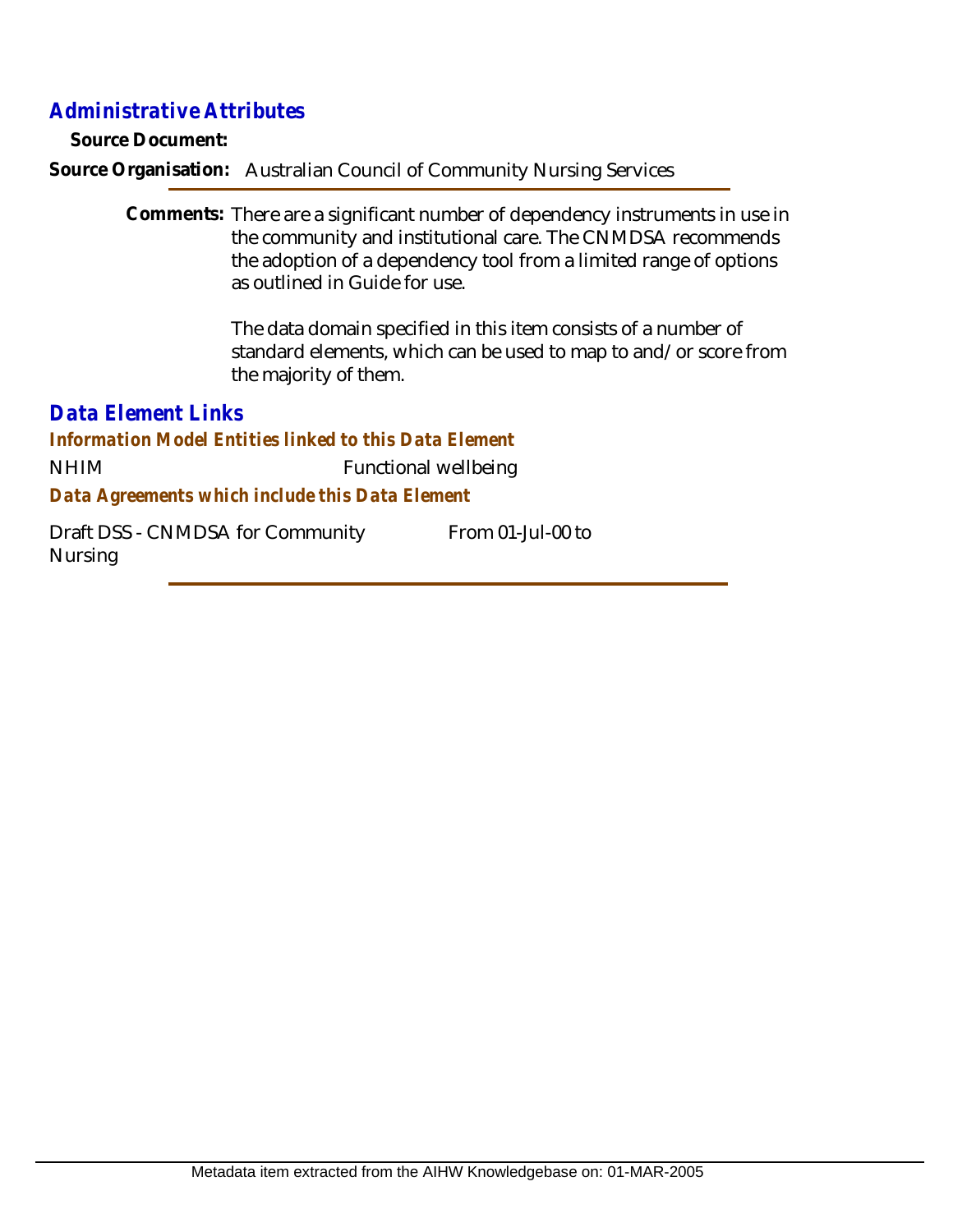## Administrative Attributes

**Source Document:**

**Source Organisation:** Australian Council of Community Nursing Services

**Comments:** There are a significant number of dependency instruments in use in the community and institutional care. The CNMDSA recommends the adoption of a dependency tool from a limited range of options as outlined in Guide for use.

The data domain specified in this item consists of a number of standard elements, which can be used to map to and/or score from the majority of them.

## Data Element Links

### *Information Model Entities linked to this Data Element*

| | |
|---|---|
| NHIM | Functional wellbeing |

### *Data Agreements which include this Data Element*

| | |
|---|---|
| Draft DSS - CNMDSA for Community Nursing | From 01-Jul-00 to |

Metadata item extracted from the AIHW Knowledgebase on: 01-MAR-2005